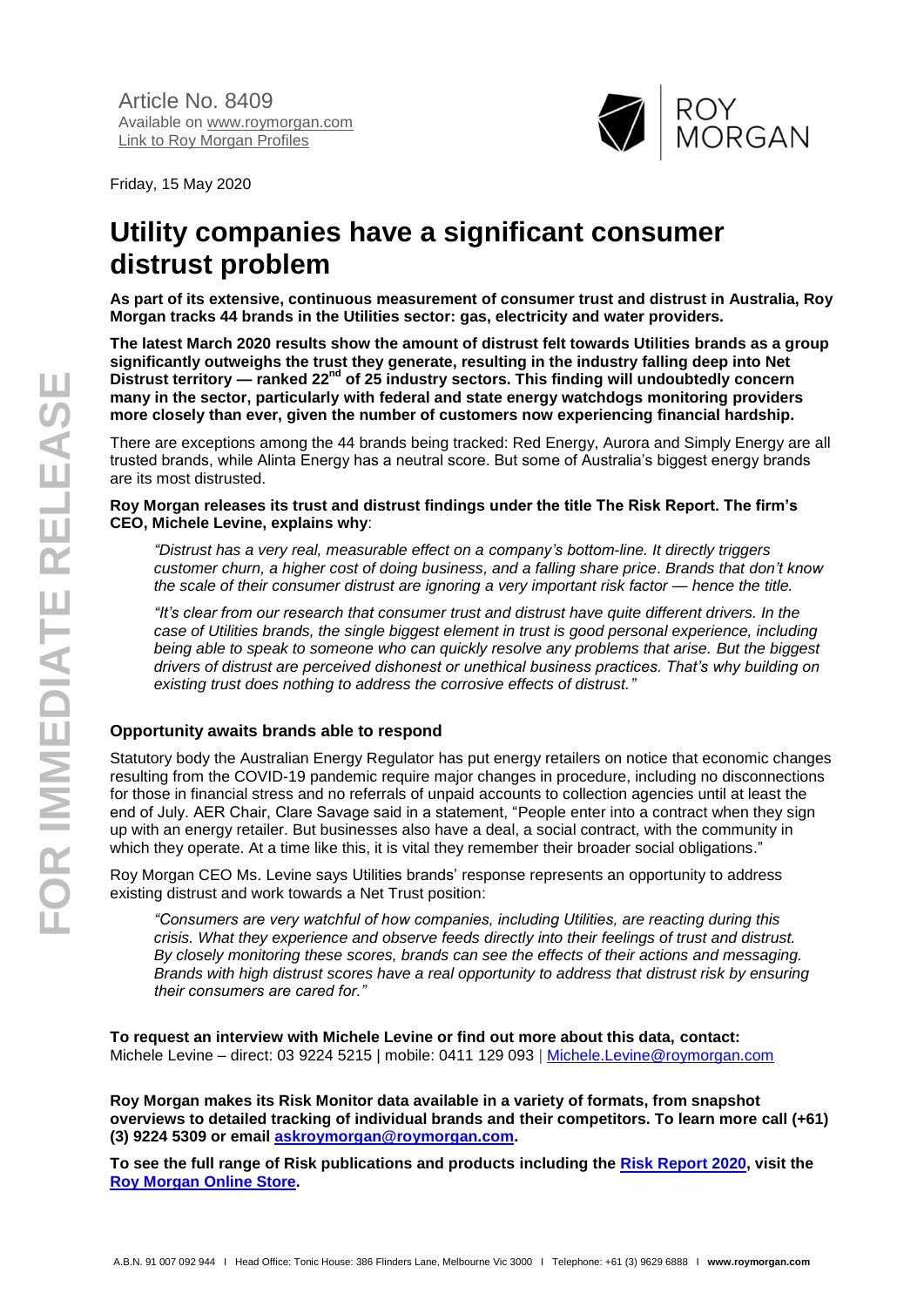Article No. 8409
Available on www.roymorgan.com
Link to Roy Morgan Profiles

Friday, 15 May 2020

# Utility companies have a significant consumer distrust problem

**As part of its extensive, continuous measurement of consumer trust and distrust in Australia, Roy Morgan tracks 44 brands in the Utilities sector: gas, electricity and water providers.**

**The latest March 2020 results show the amount of distrust felt towards Utilities brands as a group significantly outweighs the trust they generate, resulting in the industry falling deep into Net Distrust territory — ranked 22nd of 25 industry sectors. This finding will undoubtedly concern many in the sector, particularly with federal and state energy watchdogs monitoring providers more closely than ever, given the number of customers now experiencing financial hardship.**

There are exceptions among the 44 brands being tracked: Red Energy, Aurora and Simply Energy are all trusted brands, while Alinta Energy has a neutral score. But some of Australia's biggest energy brands are its most distrusted.

**Roy Morgan releases its trust and distrust findings under the title The Risk Report. The firm's CEO, Michele Levine, explains why**:

> *"Distrust has a very real, measurable effect on a company's bottom-line. It directly triggers customer churn, a higher cost of doing business, and a falling share price. Brands that don't know the scale of their consumer distrust are ignoring a very important risk factor — hence the title.*
>
> *"It's clear from our research that consumer trust and distrust have quite different drivers. In the case of Utilities brands, the single biggest element in trust is good personal experience, including being able to speak to someone who can quickly resolve any problems that arise. But the biggest drivers of distrust are perceived dishonest or unethical business practices. That's why building on existing trust does nothing to address the corrosive effects of distrust."*

## Opportunity awaits brands able to respond

Statutory body the Australian Energy Regulator has put energy retailers on notice that economic changes resulting from the COVID-19 pandemic require major changes in procedure, including no disconnections for those in financial stress and no referrals of unpaid accounts to collection agencies until at least the end of July. AER Chair, Clare Savage said in a statement, "People enter into a contract when they sign up with an energy retailer. But businesses also have a deal, a social contract, with the community in which they operate. At a time like this, it is vital they remember their broader social obligations."

Roy Morgan CEO Ms. Levine says Utilities brands' response represents an opportunity to address existing distrust and work towards a Net Trust position:

> *"Consumers are very watchful of how companies, including Utilities, are reacting during this crisis. What they experience and observe feeds directly into their feelings of trust and distrust. By closely monitoring these scores, brands can see the effects of their actions and messaging. Brands with high distrust scores have a real opportunity to address that distrust risk by ensuring their consumers are cared for."*

**To request an interview with Michele Levine or find out more about this data, contact:**
Michele Levine – direct: 03 9224 5215 | mobile: 0411 129 093 | Michele.Levine@roymorgan.com

**Roy Morgan makes its Risk Monitor data available in a variety of formats, from snapshot overviews to detailed tracking of individual brands and their competitors. To learn more call (+61) (3) 9224 5309 or email askroymorgan@roymorgan.com.**

**To see the full range of Risk publications and products including the Risk Report 2020, visit the Roy Morgan Online Store.**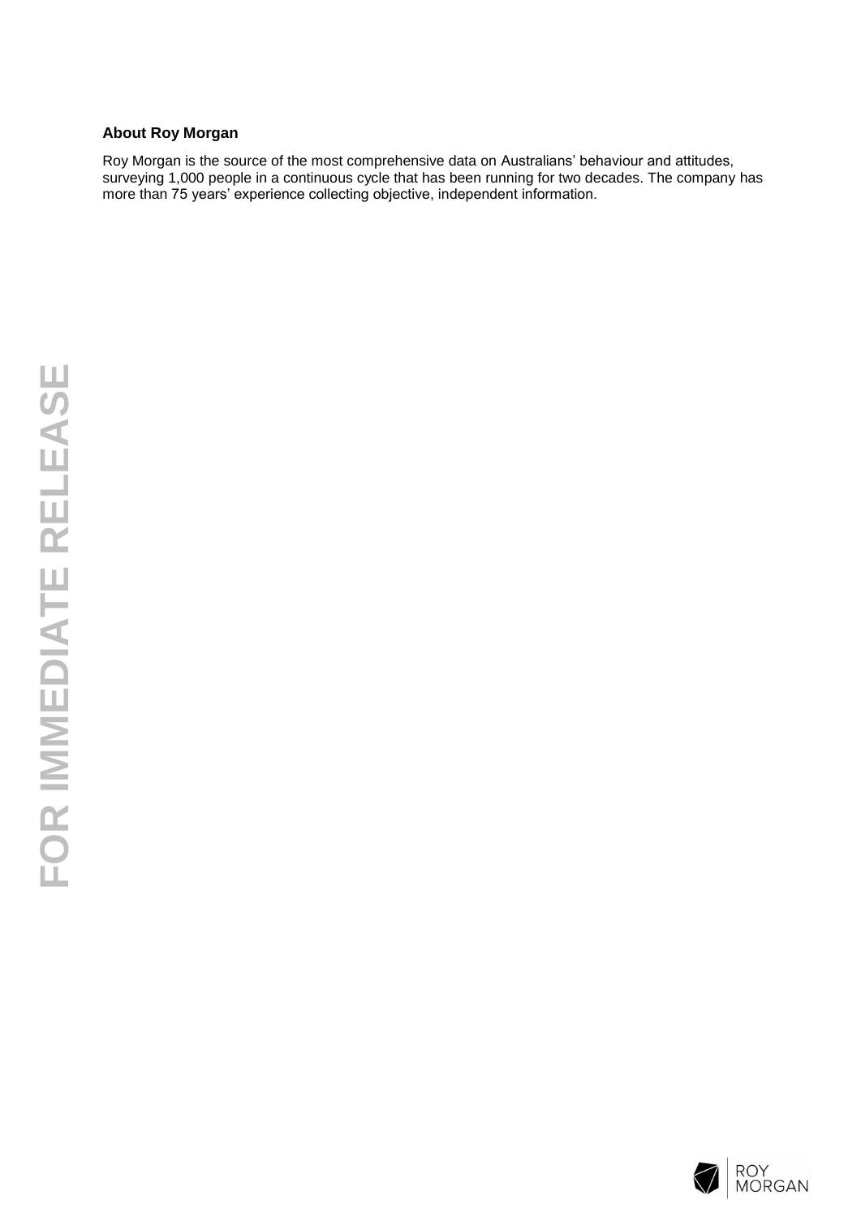**About Roy Morgan**

Roy Morgan is the source of the most comprehensive data on Australians' behaviour and attitudes, surveying 1,000 people in a continuous cycle that has been running for two decades. The company has more than 75 years' experience collecting objective, independent information.